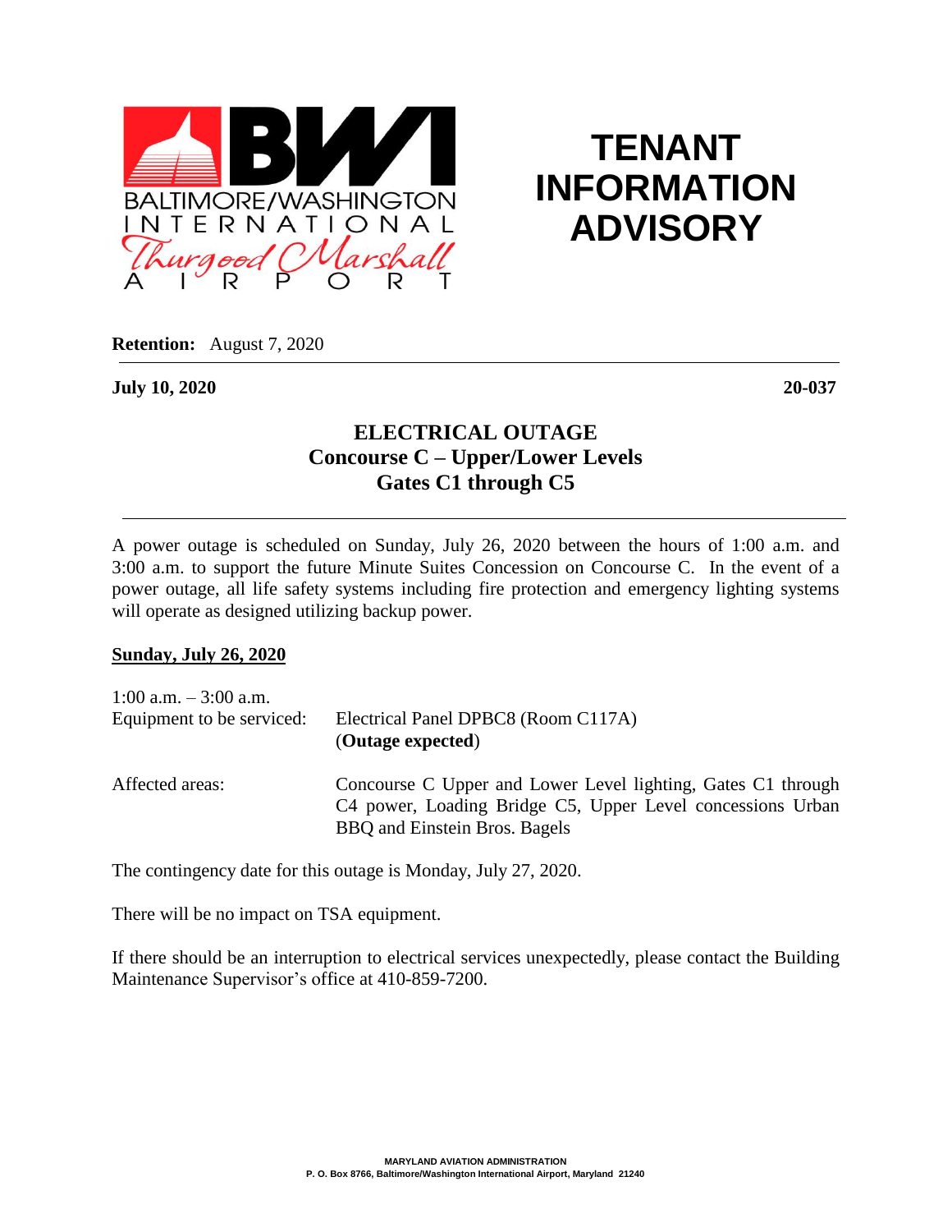BALTIMORE/WASHINGTON INTERNATIONAL Thurgood Marshall AIRPORT

# TENANT INFORMATION ADVISORY

**Retention:** August 7, 2020

**July 10, 2020** **20-037**

## ELECTRICAL OUTAGE
## Concourse C – Upper/Lower Levels
## Gates C1 through C5

A power outage is scheduled on Sunday, July 26, 2020 between the hours of 1:00 a.m. and 3:00 a.m. to support the future Minute Suites Concession on Concourse C. In the event of a power outage, all life safety systems including fire protection and emergency lighting systems will operate as designed utilizing backup power.

**Sunday, July 26, 2020**

1:00 a.m. – 3:00 a.m.

Equipment to be serviced: Electrical Panel DPBC8 (Room C117A) (**Outage expected**)

Affected areas: Concourse C Upper and Lower Level lighting, Gates C1 through C4 power, Loading Bridge C5, Upper Level concessions Urban BBQ and Einstein Bros. Bagels

The contingency date for this outage is Monday, July 27, 2020.

There will be no impact on TSA equipment.

If there should be an interruption to electrical services unexpectedly, please contact the Building Maintenance Supervisor's office at 410-859-7200.

MARYLAND AVIATION ADMINISTRATION
P. O. Box 8766, Baltimore/Washington International Airport, Maryland 21240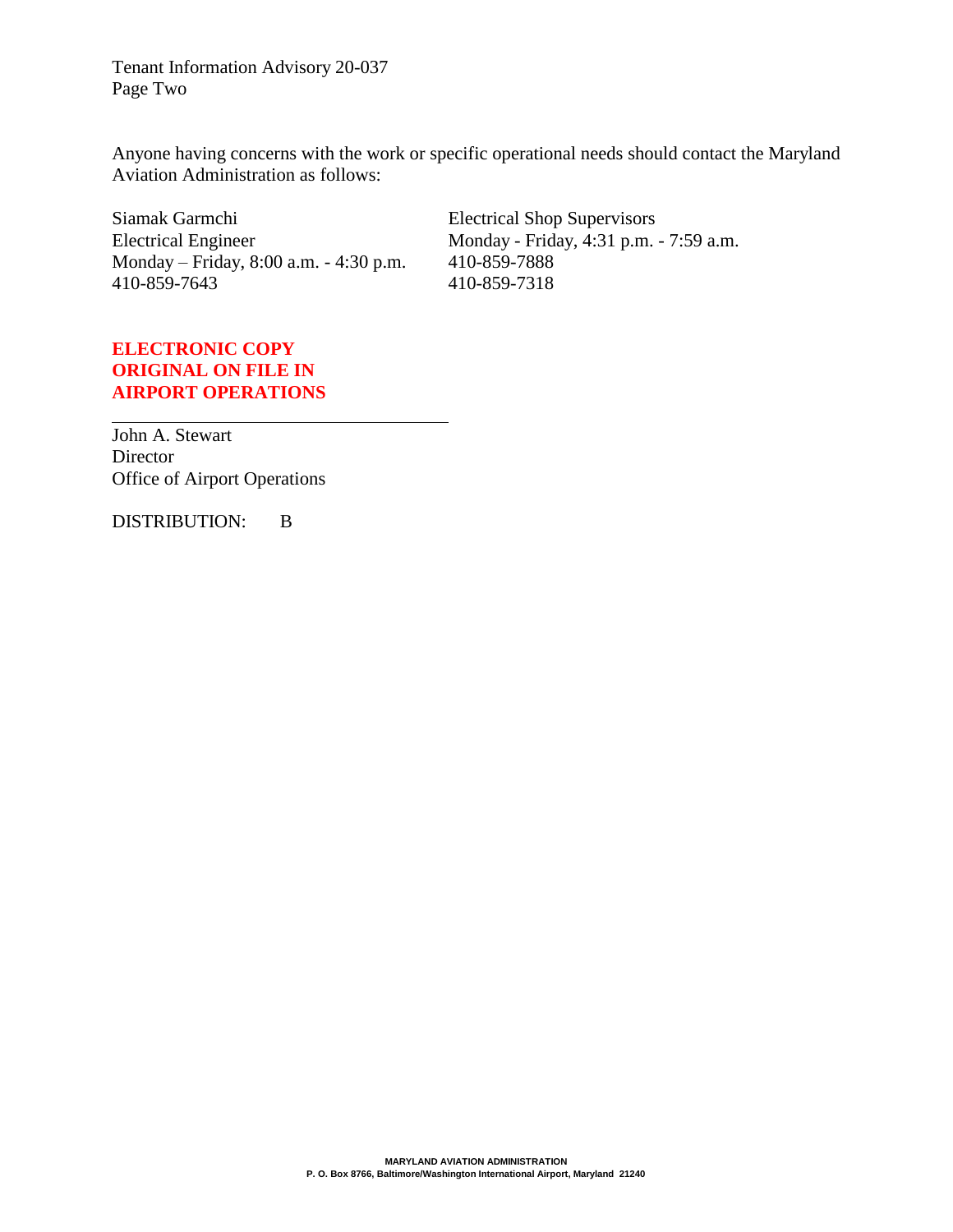Anyone having concerns with the work or specific operational needs should contact the Maryland Aviation Administration as follows:

| | |
|---|---|
| Siamak Garmchi | Electrical Shop Supervisors |
| Electrical Engineer | Monday - Friday, 4:31 p.m. - 7:59 a.m. |
| Monday – Friday, 8:00 a.m. - 4:30 p.m. | 410-859-7888 |
| 410-859-7643 | 410-859-7318 |

**ELECTRONIC COPY**
**ORIGINAL ON FILE IN**
**AIRPORT OPERATIONS**

---

John A. Stewart
Director
Office of Airport Operations

DISTRIBUTION: B

**MARYLAND AVIATION ADMINISTRATION**
**P. O. Box 8766, Baltimore/Washington International Airport, Maryland 21240**